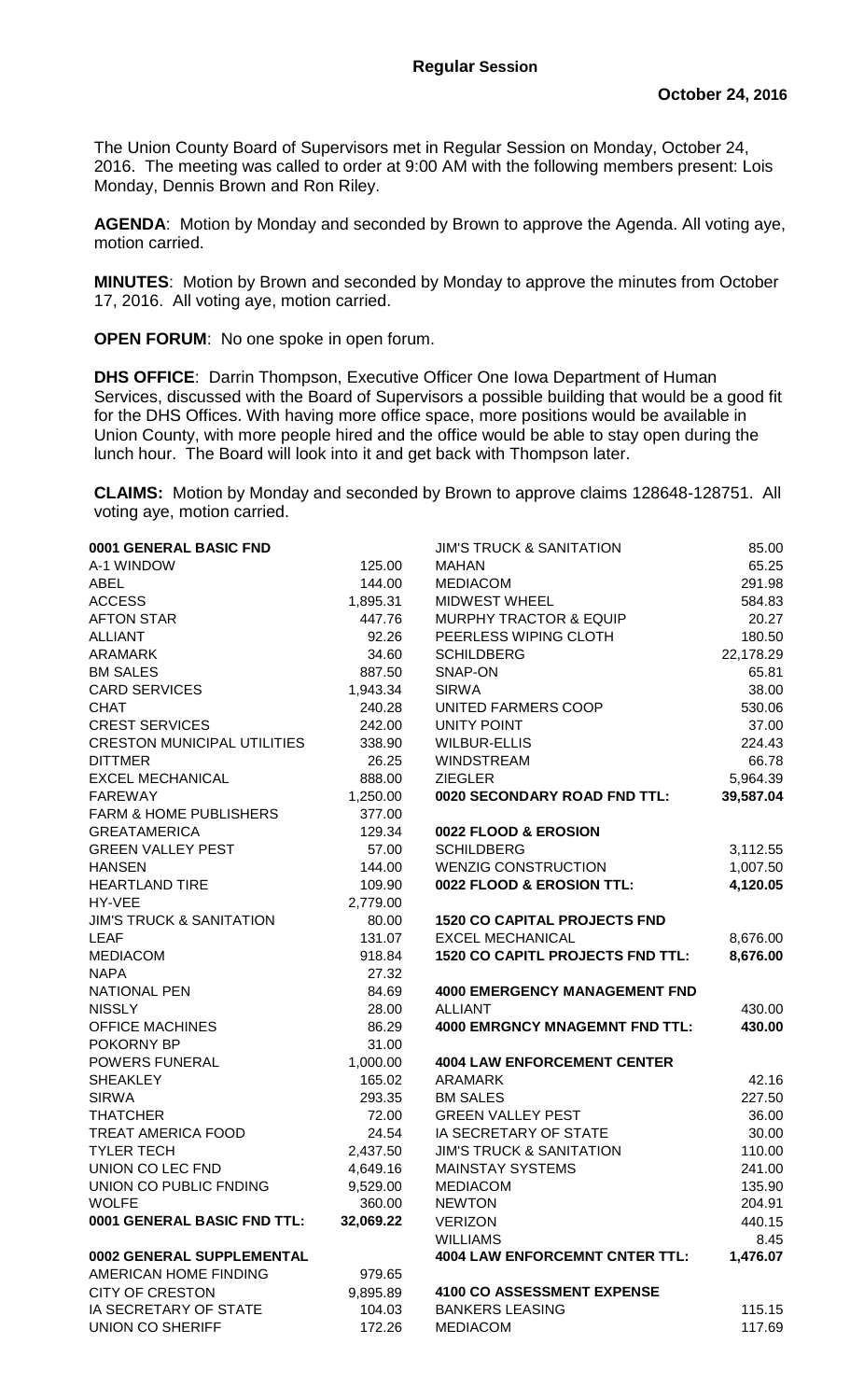## Regular Session

**October 24, 2016**

The Union County Board of Supervisors met in Regular Session on Monday, October 24, 2016. The meeting was called to order at 9:00 AM with the following members present: Lois Monday, Dennis Brown and Ron Riley.

**AGENDA**: Motion by Monday and seconded by Brown to approve the Agenda. All voting aye, motion carried.

**MINUTES**: Motion by Brown and seconded by Monday to approve the minutes from October 17, 2016. All voting aye, motion carried.

**OPEN FORUM**: No one spoke in open forum.

**DHS OFFICE**: Darrin Thompson, Executive Officer One Iowa Department of Human Services, discussed with the Board of Supervisors a possible building that would be a good fit for the DHS Offices. With having more office space, more positions would be available in Union County, with more people hired and the office would be able to stay open during the lunch hour. The Board will look into it and get back with Thompson later.

**CLAIMS:** Motion by Monday and seconded by Brown to approve claims 128648-128751. All voting aye, motion carried.

| | |
|---|---|
| **0001 GENERAL BASIC FND** | |
| A-1 WINDOW | 125.00 |
| ABEL | 144.00 |
| ACCESS | 1,895.31 |
| AFTON STAR | 447.76 |
| ALLIANT | 92.26 |
| ARAMARK | 34.60 |
| BM SALES | 887.50 |
| CARD SERVICES | 1,943.34 |
| CHAT | 240.28 |
| CREST SERVICES | 242.00 |
| CRESTON MUNICIPAL UTILITIES | 338.90 |
| DITTMER | 26.25 |
| EXCEL MECHANICAL | 888.00 |
| FAREWAY | 1,250.00 |
| FARM & HOME PUBLISHERS | 377.00 |
| GREATAMERICA | 129.34 |
| GREEN VALLEY PEST | 57.00 |
| HANSEN | 144.00 |
| HEARTLAND TIRE | 109.90 |
| HY-VEE | 2,779.00 |
| JIM'S TRUCK & SANITATION | 80.00 |
| LEAF | 131.07 |
| MEDIACOM | 918.84 |
| NAPA | 27.32 |
| NATIONAL PEN | 84.69 |
| NISSLY | 28.00 |
| OFFICE MACHINES | 86.29 |
| POKORNY BP | 31.00 |
| POWERS FUNERAL | 1,000.00 |
| SHEAKLEY | 165.02 |
| SIRWA | 293.35 |
| THATCHER | 72.00 |
| TREAT AMERICA FOOD | 24.54 |
| TYLER TECH | 2,437.50 |
| UNION CO LEC FND | 4,649.16 |
| UNION CO PUBLIC FNDING | 9,529.00 |
| WOLFE | 360.00 |
| **0001 GENERAL BASIC FND TTL:** | **32,069.22** |
| | |
| **0002 GENERAL SUPPLEMENTAL** | |
| AMERICAN HOME FINDING | 979.65 |
| CITY OF CRESTON | 9,895.89 |
| IA SECRETARY OF STATE | 104.03 |
| UNION CO SHERIFF | 172.26 |
| JIM'S TRUCK & SANITATION | 85.00 |
| MAHAN | 65.25 |
| MEDIACOM | 291.98 |
| MIDWEST WHEEL | 584.83 |
| MURPHY TRACTOR & EQUIP | 20.27 |
| PEERLESS WIPING CLOTH | 180.50 |
| SCHILDBERG | 22,178.29 |
| SNAP-ON | 65.81 |
| SIRWA | 38.00 |
| UNITED FARMERS COOP | 530.06 |
| UNITY POINT | 37.00 |
| WILBUR-ELLIS | 224.43 |
| WINDSTREAM | 66.78 |
| ZIEGLER | 5,964.39 |
| **0020 SECONDARY ROAD FND TTL:** | **39,587.04** |
| | |
| **0022 FLOOD & EROSION** | |
| SCHILDBERG | 3,112.55 |
| WENZIG CONSTRUCTION | 1,007.50 |
| **0022 FLOOD & EROSION TTL:** | **4,120.05** |
| | |
| **1520 CO CAPITAL PROJECTS FND** | |
| EXCEL MECHANICAL | 8,676.00 |
| **1520 CO CAPITL PROJECTS FND TTL:** | **8,676.00** |
| | |
| **4000 EMERGENCY MANAGEMENT FND** | |
| ALLIANT | 430.00 |
| **4000 EMRGNCY MNAGEMNT FND TTL:** | **430.00** |
| | |
| **4004 LAW ENFORCEMENT CENTER** | |
| ARAMARK | 42.16 |
| BM SALES | 227.50 |
| GREEN VALLEY PEST | 36.00 |
| IA SECRETARY OF STATE | 30.00 |
| JIM'S TRUCK & SANITATION | 110.00 |
| MAINSTAY SYSTEMS | 241.00 |
| MEDIACOM | 135.90 |
| NEWTON | 204.91 |
| VERIZON | 440.15 |
| WILLIAMS | 8.45 |
| **4004 LAW ENFORCEMNT CNTER TTL:** | **1,476.07** |
| | |
| **4100 CO ASSESSMENT EXPENSE** | |
| BANKERS LEASING | 115.15 |
| MEDIACOM | 117.69 |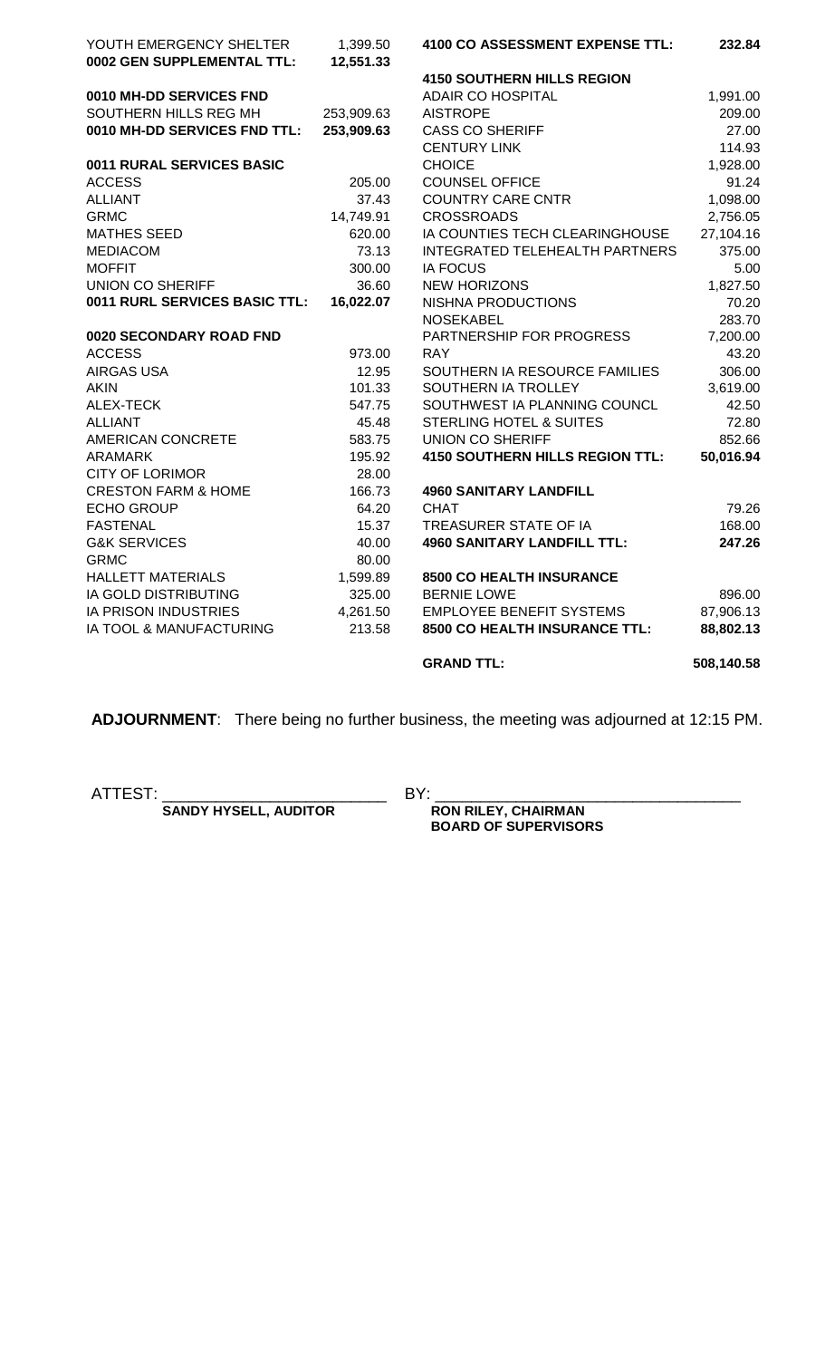| | |
|---|---|
| YOUTH EMERGENCY SHELTER | 1,399.50 |
| **0002 GEN SUPPLEMENTAL TTL:** | **12,551.33** |
| | |
| **0010 MH-DD SERVICES FND** | |
| SOUTHERN HILLS REG MH | 253,909.63 |
| **0010 MH-DD SERVICES FND TTL:** | **253,909.63** |
| | |
| **0011 RURAL SERVICES BASIC** | |
| ACCESS | 205.00 |
| ALLIANT | 37.43 |
| GRMC | 14,749.91 |
| MATHES SEED | 620.00 |
| MEDIACOM | 73.13 |
| MOFFIT | 300.00 |
| UNION CO SHERIFF | 36.60 |
| **0011 RURL SERVICES BASIC TTL:** | **16,022.07** |
| | |
| **0020 SECONDARY ROAD FND** | |
| ACCESS | 973.00 |
| AIRGAS USA | 12.95 |
| AKIN | 101.33 |
| ALEX-TECK | 547.75 |
| ALLIANT | 45.48 |
| AMERICAN CONCRETE | 583.75 |
| ARAMARK | 195.92 |
| CITY OF LORIMOR | 28.00 |
| CRESTON FARM & HOME | 166.73 |
| ECHO GROUP | 64.20 |
| FASTENAL | 15.37 |
| G&K SERVICES | 40.00 |
| GRMC | 80.00 |
| HALLETT MATERIALS | 1,599.89 |
| IA GOLD DISTRIBUTING | 325.00 |
| IA PRISON INDUSTRIES | 4,261.50 |
| IA TOOL & MANUFACTURING | 213.58 |
| **4100 CO ASSESSMENT EXPENSE TTL:** | **232.84** |
| | |
| **4150 SOUTHERN HILLS REGION** | |
| ADAIR CO HOSPITAL | 1,991.00 |
| AISTROPE | 209.00 |
| CASS CO SHERIFF | 27.00 |
| CENTURY LINK | 114.93 |
| CHOICE | 1,928.00 |
| COUNSEL OFFICE | 91.24 |
| COUNTRY CARE CNTR | 1,098.00 |
| CROSSROADS | 2,756.05 |
| IA COUNTIES TECH CLEARINGHOUSE | 27,104.16 |
| INTEGRATED TELEHEALTH PARTNERS | 375.00 |
| IA FOCUS | 5.00 |
| NEW HORIZONS | 1,827.50 |
| NISHNA PRODUCTIONS | 70.20 |
| NOSEKABEL | 283.70 |
| PARTNERSHIP FOR PROGRESS | 7,200.00 |
| RAY | 43.20 |
| SOUTHERN IA RESOURCE FAMILIES | 306.00 |
| SOUTHERN IA TROLLEY | 3,619.00 |
| SOUTHWEST IA PLANNING COUNCL | 42.50 |
| STERLING HOTEL & SUITES | 72.80 |
| UNION CO SHERIFF | 852.66 |
| **4150 SOUTHERN HILLS REGION TTL:** | **50,016.94** |
| | |
| **4960 SANITARY LANDFILL** | |
| CHAT | 79.26 |
| TREASURER STATE OF IA | 168.00 |
| **4960 SANITARY LANDFILL TTL:** | **247.26** |
| | |
| **8500 CO HEALTH INSURANCE** | |
| BERNIE LOWE | 896.00 |
| EMPLOYEE BENEFIT SYSTEMS | 87,906.13 |
| **8500 CO HEALTH INSURANCE TTL:** | **88,802.13** |
| | |
| **GRAND TTL:** | **508,140.58** |

**ADJOURNMENT**: There being no further business, the meeting was adjourned at 12:15 PM.

ATTEST: ______________________ BY: ______________________

**SANDY HYSELL, AUDITOR** **RON RILEY, CHAIRMAN**
**BOARD OF SUPERVISORS**